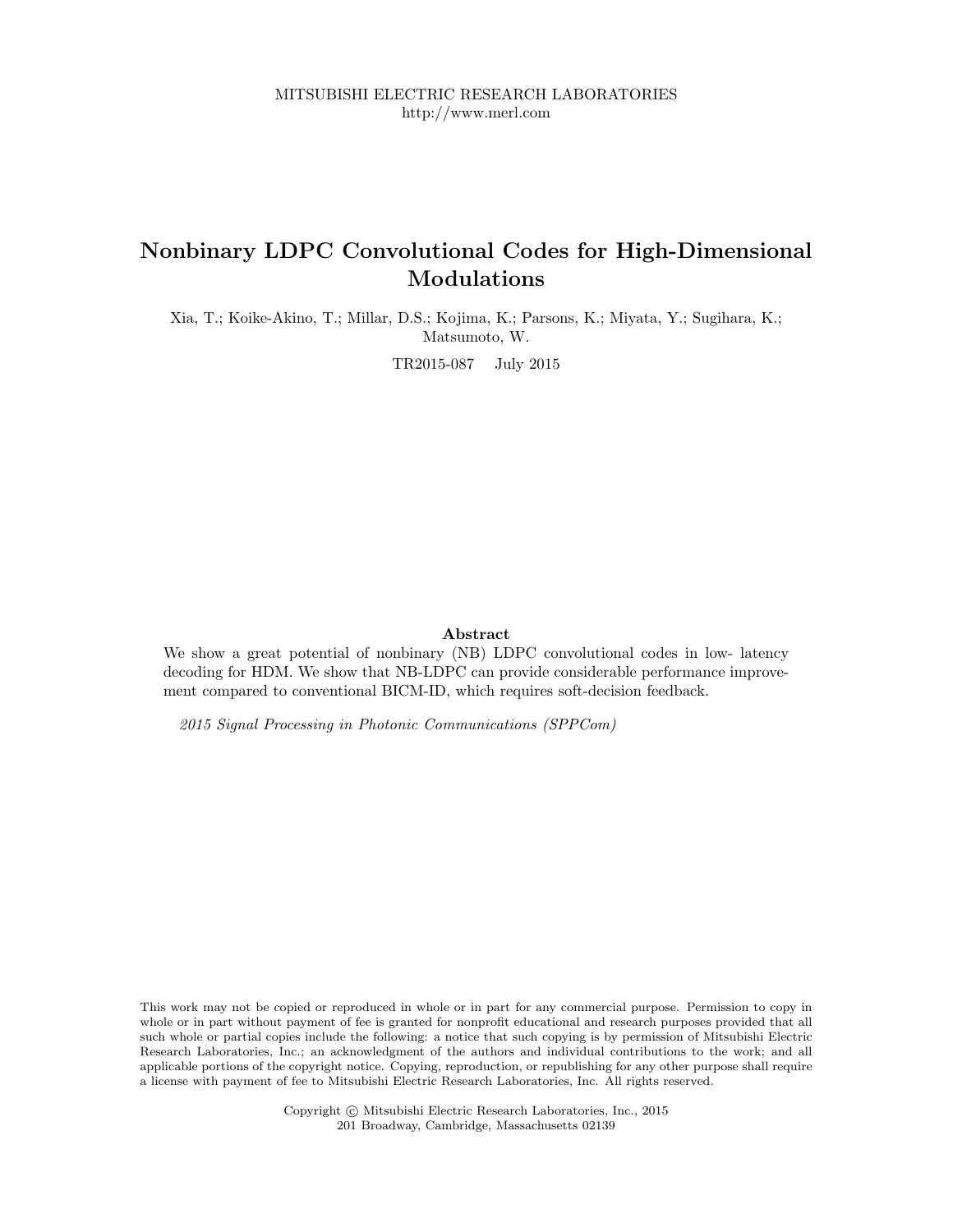MITSUBISHI ELECTRIC RESEARCH LABORATORIES
http://www.merl.com

# Nonbinary LDPC Convolutional Codes for High-Dimensional Modulations

Xia, T.; Koike-Akino, T.; Millar, D.S.; Kojima, K.; Parsons, K.; Miyata, Y.; Sugihara, K.; Matsumoto, W.

TR2015-087 July 2015

## Abstract

We show a great potential of nonbinary (NB) LDPC convolutional codes in low- latency decoding for HDM. We show that NB-LDPC can provide considerable performance improvement compared to conventional BICM-ID, which requires soft-decision feedback.

*2015 Signal Processing in Photonic Communications (SPPCom)*

This work may not be copied or reproduced in whole or in part for any commercial purpose. Permission to copy in whole or in part without payment of fee is granted for nonprofit educational and research purposes provided that all such whole or partial copies include the following: a notice that such copying is by permission of Mitsubishi Electric Research Laboratories, Inc.; an acknowledgment of the authors and individual contributions to the work; and all applicable portions of the copyright notice. Copying, reproduction, or republishing for any other purpose shall require a license with payment of fee to Mitsubishi Electric Research Laboratories, Inc. All rights reserved.

Copyright © Mitsubishi Electric Research Laboratories, Inc., 2015
201 Broadway, Cambridge, Massachusetts 02139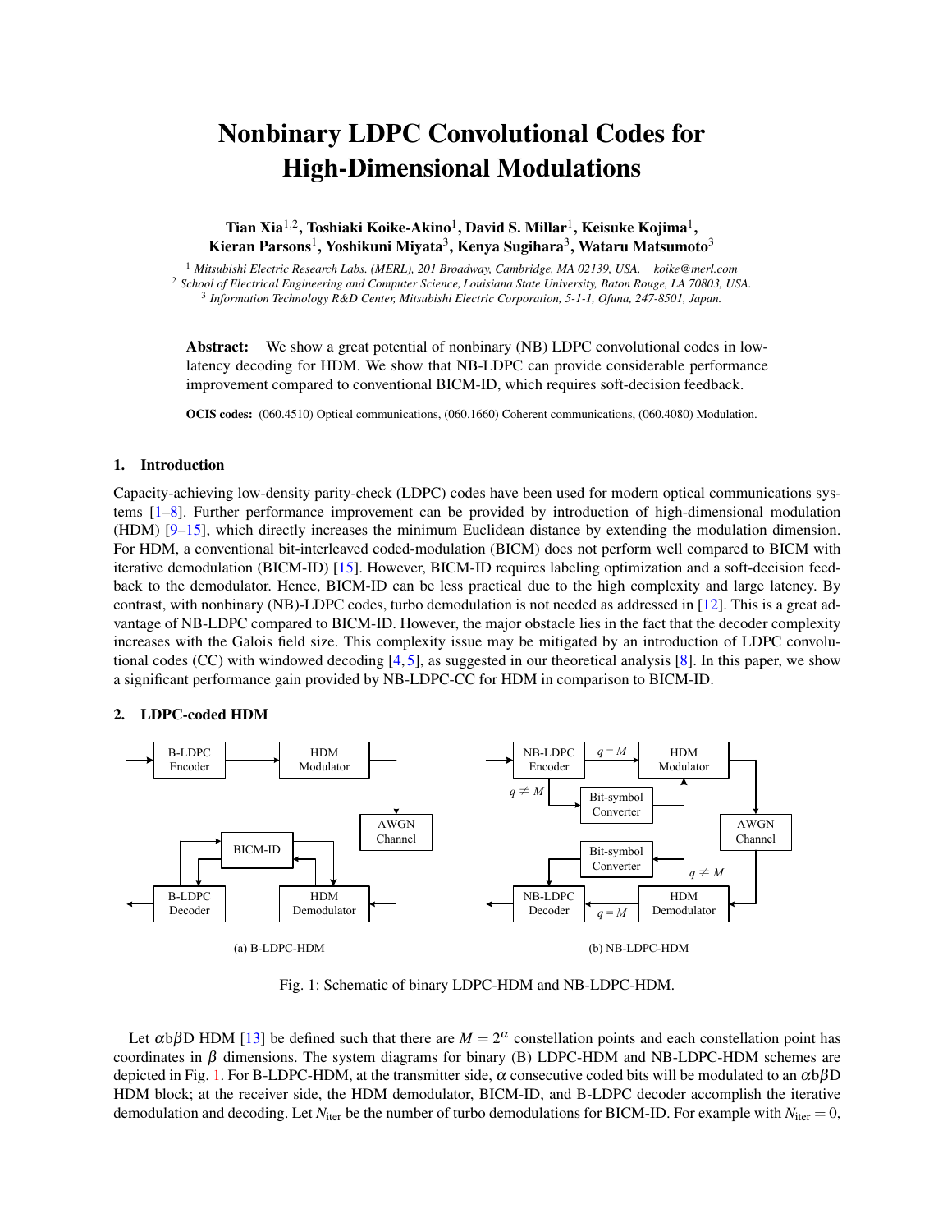# Nonbinary LDPC Convolutional Codes for High-Dimensional Modulations

**Tian Xia**[1,2], **Toshiaki Koike-Akino**[1], **David S. Millar**[1], **Keisuke Kojima**[1], **Kieran Parsons**[1], **Yoshikuni Miyata**[3], **Kenya Sugihara**[3], **Wataru Matsumoto**[3]

[1] *Mitsubishi Electric Research Labs. (MERL), 201 Broadway, Cambridge, MA 02139, USA.* *koike@merl.com*
[2] *School of Electrical Engineering and Computer Science, Louisiana State University, Baton Rouge, LA 70803, USA.*
[3] *Information Technology R&D Center, Mitsubishi Electric Corporation, 5-1-1, Ofuna, 247-8501, Japan.*

**Abstract:** We show a great potential of nonbinary (NB) LDPC convolutional codes in low-latency decoding for HDM. We show that NB-LDPC can provide considerable performance improvement compared to conventional BICM-ID, which requires soft-decision feedback.

**OCIS codes:** (060.4510) Optical communications, (060.1660) Coherent communications, (060.4080) Modulation.

## 1. Introduction

Capacity-achieving low-density parity-check (LDPC) codes have been used for modern optical communications systems [1–8]. Further performance improvement can be provided by introduction of high-dimensional modulation (HDM) [9–15], which directly increases the minimum Euclidean distance by extending the modulation dimension. For HDM, a conventional bit-interleaved coded-modulation (BICM) does not perform well compared to BICM with iterative demodulation (BICM-ID) [15]. However, BICM-ID requires labeling optimization and a soft-decision feedback to the demodulator. Hence, BICM-ID can be less practical due to the high complexity and large latency. By contrast, with nonbinary (NB)-LDPC codes, turbo demodulation is not needed as addressed in [12]. This is a great advantage of NB-LDPC compared to BICM-ID. However, the major obstacle lies in the fact that the decoder complexity increases with the Galois field size. This complexity issue may be mitigated by an introduction of LDPC convolutional codes (CC) with windowed decoding [4, 5], as suggested in our theoretical analysis [8]. In this paper, we show a significant performance gain provided by NB-LDPC-CC for HDM in comparison to BICM-ID.

## 2. LDPC-coded HDM

(a) B-LDPC-HDM

(b) NB-LDPC-HDM

Fig. 1: Schematic of binary LDPC-HDM and NB-LDPC-HDM.

Let $\alpha$b$\beta$D HDM [13] be defined such that there are $M = 2^{\alpha}$ constellation points and each constellation point has coordinates in $\beta$ dimensions. The system diagrams for binary (B) LDPC-HDM and NB-LDPC-HDM schemes are depicted in Fig. 1. For B-LDPC-HDM, at the transmitter side, $\alpha$ consecutive coded bits will be modulated to an $\alpha$b$\beta$D HDM block; at the receiver side, the HDM demodulator, BICM-ID, and B-LDPC decoder accomplish the iterative demodulation and decoding. Let $N_{\text{iter}}$ be the number of turbo demodulations for BICM-ID. For example with $N_{\text{iter}} = 0$,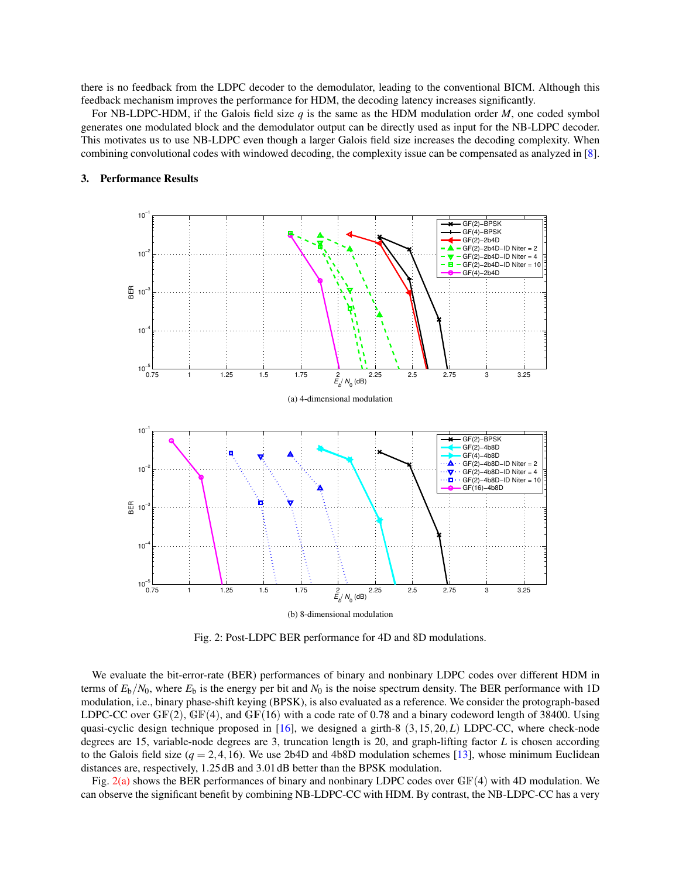there is no feedback from the LDPC decoder to the demodulator, leading to the conventional BICM. Although this feedback mechanism improves the performance for HDM, the decoding latency increases significantly.

For NB-LDPC-HDM, if the Galois field size $q$ is the same as the HDM modulation order $M$, one coded symbol generates one modulated block and the demodulator output can be directly used as input for the NB-LDPC decoder. This motivates us to use NB-LDPC even though a larger Galois field size increases the decoding complexity. When combining convolutional codes with windowed decoding, the complexity issue can be compensated as analyzed in [8].

## 3. Performance Results

(a) 4-dimensional modulation

(b) 8-dimensional modulation

Fig. 2: Post-LDPC BER performance for 4D and 8D modulations.

We evaluate the bit-error-rate (BER) performances of binary and nonbinary LDPC codes over different HDM in terms of $E_b/N_0$, where $E_b$ is the energy per bit and $N_0$ is the noise spectrum density. The BER performance with 1D modulation, i.e., binary phase-shift keying (BPSK), is also evaluated as a reference. We consider the protograph-based LDPC-CC over $\mathbb{GF}(2)$, $\mathbb{GF}(4)$, and $\mathbb{GF}(16)$ with a code rate of 0.78 and a binary codeword length of 38400. Using quasi-cyclic design technique proposed in [16], we designed a girth-8 $(3, 15, 20, L)$ LDPC-CC, where check-node degrees are 15, variable-node degrees are 3, truncation length is 20, and graph-lifting factor $L$ is chosen according to the Galois field size ($q = 2, 4, 16$). We use 2b4D and 4b8D modulation schemes [13], whose minimum Euclidean distances are, respectively, 1.25 dB and 3.01 dB better than the BPSK modulation.

Fig. 2(a) shows the BER performances of binary and nonbinary LDPC codes over $\mathbb{GF}(4)$ with 4D modulation. We can observe the significant benefit by combining NB-LDPC-CC with HDM. By contrast, the NB-LDPC-CC has a very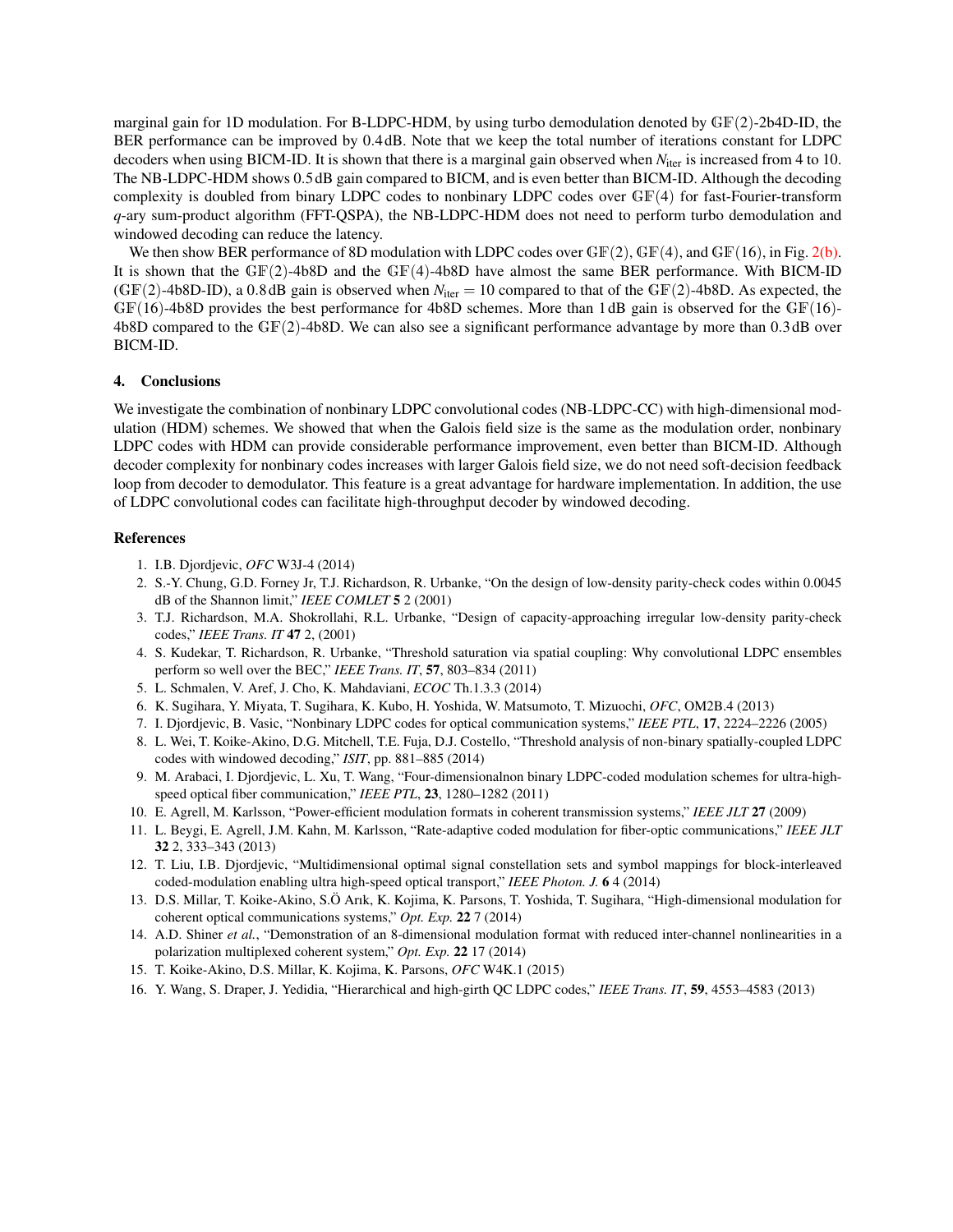marginal gain for 1D modulation. For B-LDPC-HDM, by using turbo demodulation denoted by $\mathbb{GF}(2)$-2b4D-ID, the BER performance can be improved by 0.4 dB. Note that we keep the total number of iterations constant for LDPC decoders when using BICM-ID. It is shown that there is a marginal gain observed when $N_{\text{iter}}$ is increased from 4 to 10. The NB-LDPC-HDM shows 0.5 dB gain compared to BICM, and is even better than BICM-ID. Although the decoding complexity is doubled from binary LDPC codes to nonbinary LDPC codes over $\mathbb{GF}(4)$ for fast-Fourier-transform $q$-ary sum-product algorithm (FFT-QSPA), the NB-LDPC-HDM does not need to perform turbo demodulation and windowed decoding can reduce the latency.

We then show BER performance of 8D modulation with LDPC codes over $\mathbb{GF}(2)$, $\mathbb{GF}(4)$, and $\mathbb{GF}(16)$, in Fig. 2(b). It is shown that the $\mathbb{GF}(2)$-4b8D and the $\mathbb{GF}(4)$-4b8D have almost the same BER performance. With BICM-ID ($\mathbb{GF}(2)$-4b8D-ID), a 0.8 dB gain is observed when $N_{\text{iter}} = 10$ compared to that of the $\mathbb{GF}(2)$-4b8D. As expected, the $\mathbb{GF}(16)$-4b8D provides the best performance for 4b8D schemes. More than 1 dB gain is observed for the $\mathbb{GF}(16)$-4b8D compared to the $\mathbb{GF}(2)$-4b8D. We can also see a significant performance advantage by more than 0.3 dB over BICM-ID.

## 4. Conclusions

We investigate the combination of nonbinary LDPC convolutional codes (NB-LDPC-CC) with high-dimensional modulation (HDM) schemes. We showed that when the Galois field size is the same as the modulation order, nonbinary LDPC codes with HDM can provide considerable performance improvement, even better than BICM-ID. Although decoder complexity for nonbinary codes increases with larger Galois field size, we do not need soft-decision feedback loop from decoder to demodulator. This feature is a great advantage for hardware implementation. In addition, the use of LDPC convolutional codes can facilitate high-throughput decoder by windowed decoding.

## References

1. I.B. Djordjevic, *OFC* W3J-4 (2014)
2. S.-Y. Chung, G.D. Forney Jr, T.J. Richardson, R. Urbanke, "On the design of low-density parity-check codes within 0.0045 dB of the Shannon limit," *IEEE COMLET* **5** 2 (2001)
3. T.J. Richardson, M.A. Shokrollahi, R.L. Urbanke, "Design of capacity-approaching irregular low-density parity-check codes," *IEEE Trans. IT* **47** 2, (2001)
4. S. Kudekar, T. Richardson, R. Urbanke, "Threshold saturation via spatial coupling: Why convolutional LDPC ensembles perform so well over the BEC," *IEEE Trans. IT*, **57**, 803–834 (2011)
5. L. Schmalen, V. Aref, J. Cho, K. Mahdaviani, *ECOC* Th.1.3.3 (2014)
6. K. Sugihara, Y. Miyata, T. Sugihara, K. Kubo, H. Yoshida, W. Matsumoto, T. Mizuochi, *OFC*, OM2B.4 (2013)
7. I. Djordjevic, B. Vasic, "Nonbinary LDPC codes for optical communication systems," *IEEE PTL*, **17**, 2224–2226 (2005)
8. L. Wei, T. Koike-Akino, D.G. Mitchell, T.E. Fuja, D.J. Costello, "Threshold analysis of non-binary spatially-coupled LDPC codes with windowed decoding," *ISIT*, pp. 881–885 (2014)
9. M. Arabaci, I. Djordjevic, L. Xu, T. Wang, "Four-dimensionalnon binary LDPC-coded modulation schemes for ultra-high-speed optical fiber communication," *IEEE PTL*, **23**, 1280–1282 (2011)
10. E. Agrell, M. Karlsson, "Power-efficient modulation formats in coherent transmission systems," *IEEE JLT* **27** (2009)
11. L. Beygi, E. Agrell, J.M. Kahn, M. Karlsson, "Rate-adaptive coded modulation for fiber-optic communications," *IEEE JLT* **32** 2, 333–343 (2013)
12. T. Liu, I.B. Djordjevic, "Multidimensional optimal signal constellation sets and symbol mappings for block-interleaved coded-modulation enabling ultra high-speed optical transport," *IEEE Photon. J.* **6** 4 (2014)
13. D.S. Millar, T. Koike-Akino, S.Ö. Arık, K. Kojima, K. Parsons, T. Yoshida, T. Sugihara, "High-dimensional modulation for coherent optical communications systems," *Opt. Exp.* **22** 7 (2014)
14. A.D. Shiner *et al.*, "Demonstration of an 8-dimensional modulation format with reduced inter-channel nonlinearities in a polarization multiplexed coherent system," *Opt. Exp.* **22** 17 (2014)
15. T. Koike-Akino, D.S. Millar, K. Kojima, K. Parsons, *OFC* W4K.1 (2015)
16. Y. Wang, S. Draper, J. Yedidia, "Hierarchical and high-girth QC LDPC codes," *IEEE Trans. IT*, **59**, 4553–4583 (2013)